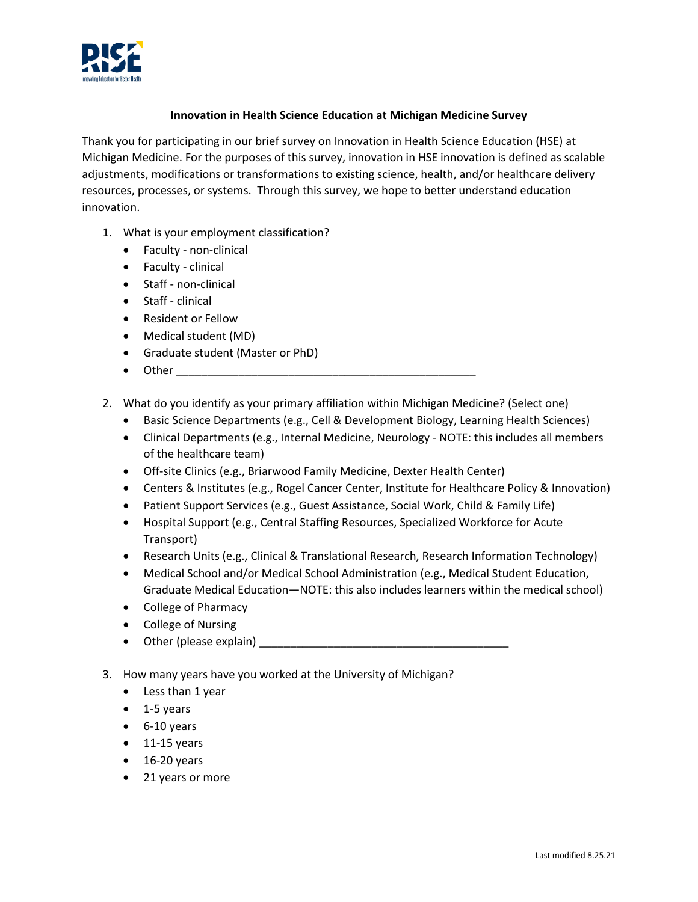**Innovation in Health Science Education at Michigan Medicine Survey**

Thank you for participating in our brief survey on Innovation in Health Science Education (HSE) at Michigan Medicine. For the purposes of this survey, innovation in HSE innovation is defined as scalable adjustments, modifications or transformations to existing science, health, and/or healthcare delivery resources, processes, or systems. Through this survey, we hope to better understand education innovation.

1. What is your employment classification?
   - Faculty - non-clinical
   - Faculty - clinical
   - Staff - non-clinical
   - Staff - clinical
   - Resident or Fellow
   - Medical student (MD)
   - Graduate student (Master or PhD)
   - Other ____________________________________________

2. What do you identify as your primary affiliation within Michigan Medicine? (Select one)
   - Basic Science Departments (e.g., Cell & Development Biology, Learning Health Sciences)
   - Clinical Departments (e.g., Internal Medicine, Neurology - NOTE: this includes all members of the healthcare team)
   - Off-site Clinics (e.g., Briarwood Family Medicine, Dexter Health Center)
   - Centers & Institutes (e.g., Rogel Cancer Center, Institute for Healthcare Policy & Innovation)
   - Patient Support Services (e.g., Guest Assistance, Social Work, Child & Family Life)
   - Hospital Support (e.g., Central Staffing Resources, Specialized Workforce for Acute Transport)
   - Research Units (e.g., Clinical & Translational Research, Research Information Technology)
   - Medical School and/or Medical School Administration (e.g., Medical Student Education, Graduate Medical Education—NOTE: this also includes learners within the medical school)
   - College of Pharmacy
   - College of Nursing
   - Other (please explain) ____________________________________

3. How many years have you worked at the University of Michigan?
   - Less than 1 year
   - 1-5 years
   - 6-10 years
   - 11-15 years
   - 16-20 years
   - 21 years or more

Last modified 8.25.21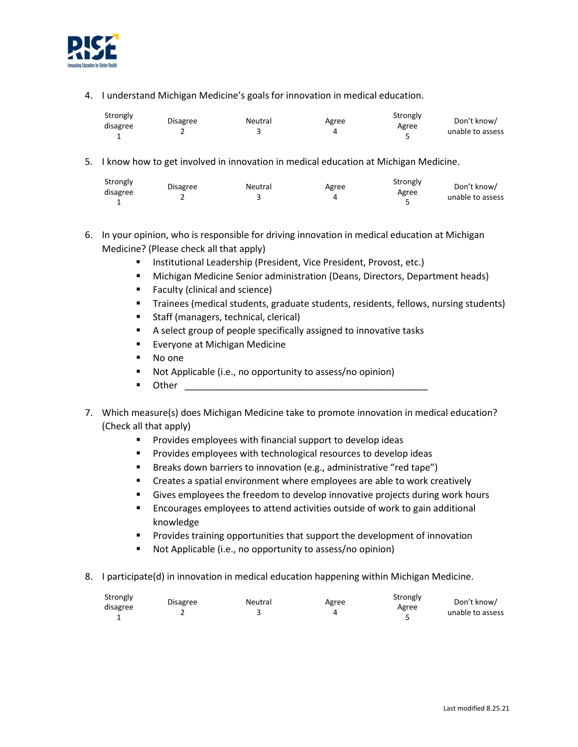4. I understand Michigan Medicine's goals for innovation in medical education.

| Strongly disagree 1 | Disagree 2 | Neutral 3 | Agree 4 | Strongly Agree 5 | Don't know/ unable to assess |
|---|---|---|---|---|---|

5. I know how to get involved in innovation in medical education at Michigan Medicine.

| Strongly disagree 1 | Disagree 2 | Neutral 3 | Agree 4 | Strongly Agree 5 | Don't know/ unable to assess |
|---|---|---|---|---|---|

6. In your opinion, who is responsible for driving innovation in medical education at Michigan Medicine? (Please check all that apply)
   - Institutional Leadership (President, Vice President, Provost, etc.)
   - Michigan Medicine Senior administration (Deans, Directors, Department heads)
   - Faculty (clinical and science)
   - Trainees (medical students, graduate students, residents, fellows, nursing students)
   - Staff (managers, technical, clerical)
   - A select group of people specifically assigned to innovative tasks
   - Everyone at Michigan Medicine
   - No one
   - Not Applicable (i.e., no opportunity to assess/no opinion)
   - Other ___________________________________________________

7. Which measure(s) does Michigan Medicine take to promote innovation in medical education? (Check all that apply)
   - Provides employees with financial support to develop ideas
   - Provides employees with technological resources to develop ideas
   - Breaks down barriers to innovation (e.g., administrative "red tape")
   - Creates a spatial environment where employees are able to work creatively
   - Gives employees the freedom to develop innovative projects during work hours
   - Encourages employees to attend activities outside of work to gain additional knowledge
   - Provides training opportunities that support the development of innovation
   - Not Applicable (i.e., no opportunity to assess/no opinion)

8. I participate(d) in innovation in medical education happening within Michigan Medicine.

| Strongly disagree 1 | Disagree 2 | Neutral 3 | Agree 4 | Strongly Agree 5 | Don't know/ unable to assess |
|---|---|---|---|---|---|

Last modified 8.25.21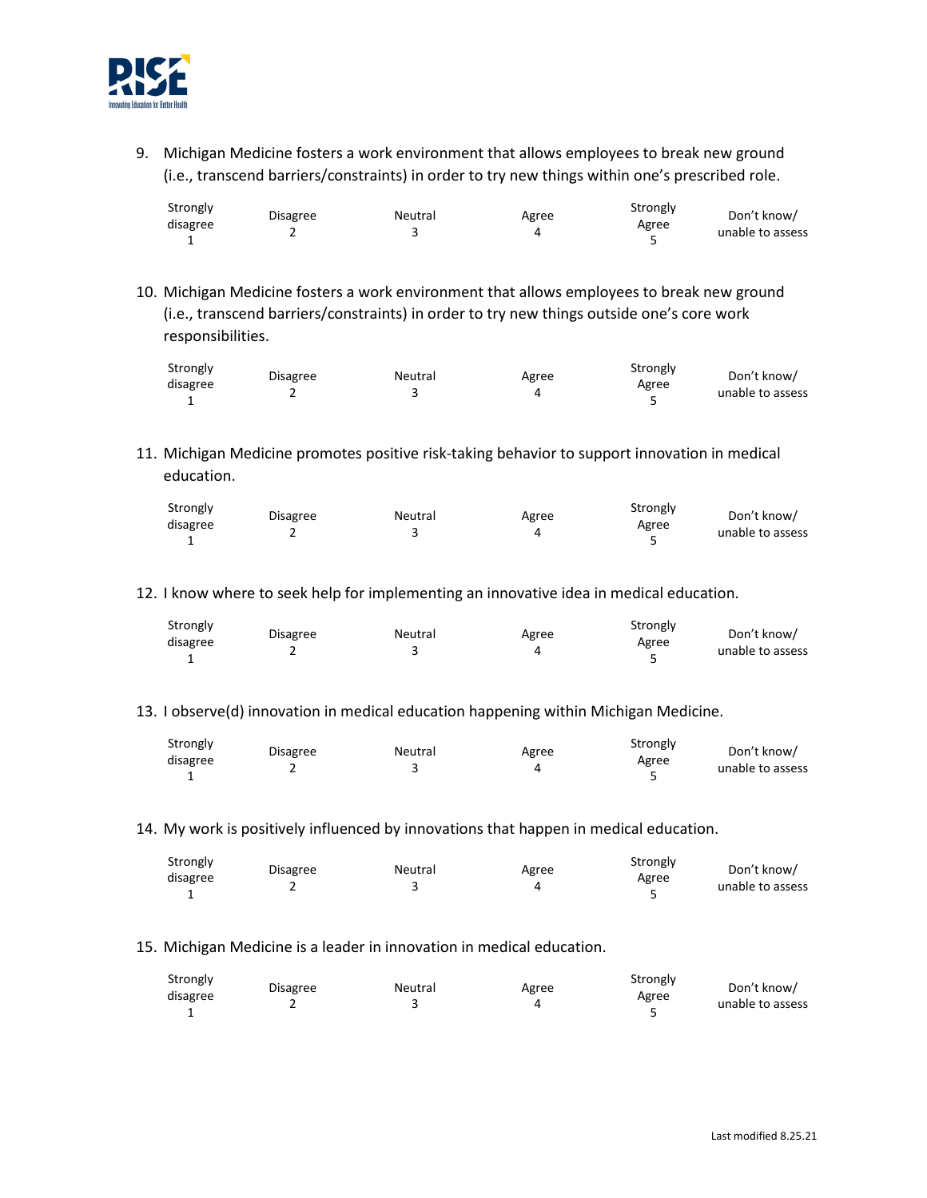9. Michigan Medicine fosters a work environment that allows employees to break new ground (i.e., transcend barriers/constraints) in order to try new things within one's prescribed role.

| Strongly disagree 1 | Disagree 2 | Neutral 3 | Agree 4 | Strongly Agree 5 | Don't know/ unable to assess |
|---|---|---|---|---|---|

10. Michigan Medicine fosters a work environment that allows employees to break new ground (i.e., transcend barriers/constraints) in order to try new things outside one's core work responsibilities.

| Strongly disagree 1 | Disagree 2 | Neutral 3 | Agree 4 | Strongly Agree 5 | Don't know/ unable to assess |
|---|---|---|---|---|---|

11. Michigan Medicine promotes positive risk-taking behavior to support innovation in medical education.

| Strongly disagree 1 | Disagree 2 | Neutral 3 | Agree 4 | Strongly Agree 5 | Don't know/ unable to assess |
|---|---|---|---|---|---|

12. I know where to seek help for implementing an innovative idea in medical education.

| Strongly disagree 1 | Disagree 2 | Neutral 3 | Agree 4 | Strongly Agree 5 | Don't know/ unable to assess |
|---|---|---|---|---|---|

13. I observe(d) innovation in medical education happening within Michigan Medicine.

| Strongly disagree 1 | Disagree 2 | Neutral 3 | Agree 4 | Strongly Agree 5 | Don't know/ unable to assess |
|---|---|---|---|---|---|

14. My work is positively influenced by innovations that happen in medical education.

| Strongly disagree 1 | Disagree 2 | Neutral 3 | Agree 4 | Strongly Agree 5 | Don't know/ unable to assess |
|---|---|---|---|---|---|

15. Michigan Medicine is a leader in innovation in medical education.

| Strongly disagree 1 | Disagree 2 | Neutral 3 | Agree 4 | Strongly Agree 5 | Don't know/ unable to assess |
|---|---|---|---|---|---|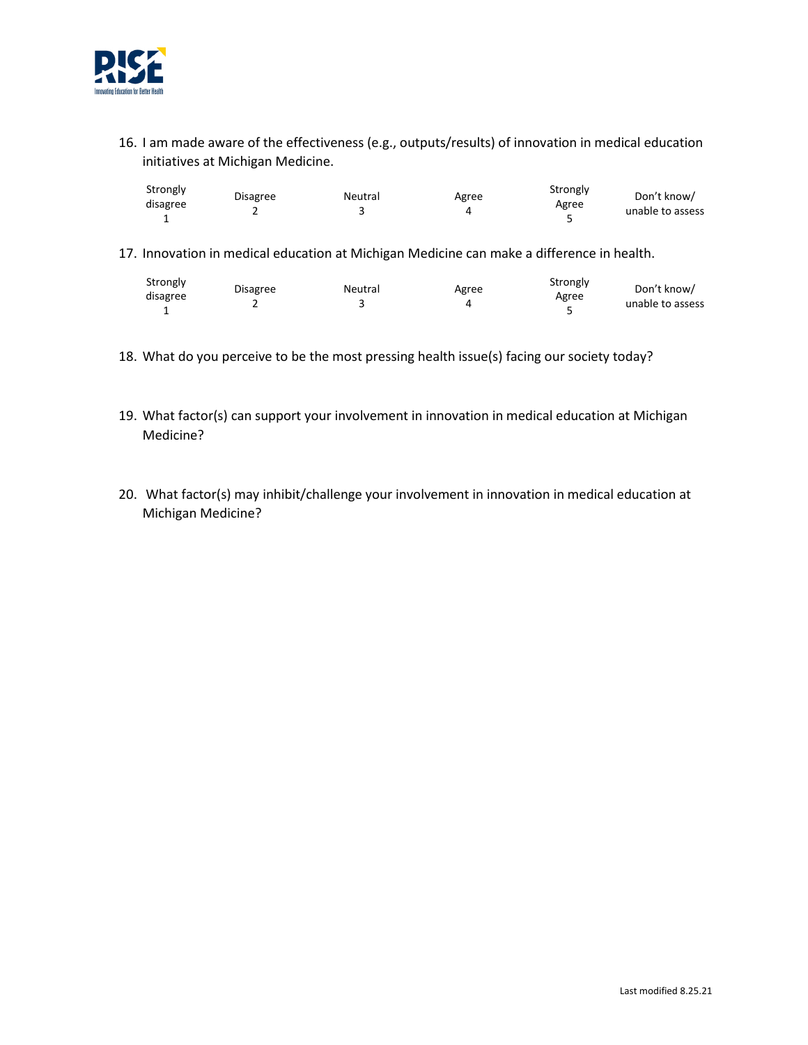16. I am made aware of the effectiveness (e.g., outputs/results) of innovation in medical education initiatives at Michigan Medicine.

| Strongly disagree 1 | Disagree 2 | Neutral 3 | Agree 4 | Strongly Agree 5 | Don't know/ unable to assess |
|---|---|---|---|---|---|

17. Innovation in medical education at Michigan Medicine can make a difference in health.

| Strongly disagree 1 | Disagree 2 | Neutral 3 | Agree 4 | Strongly Agree 5 | Don't know/ unable to assess |
|---|---|---|---|---|---|

18. What do you perceive to be the most pressing health issue(s) facing our society today?

19. What factor(s) can support your involvement in innovation in medical education at Michigan Medicine?

20. What factor(s) may inhibit/challenge your involvement in innovation in medical education at Michigan Medicine?

Last modified 8.25.21